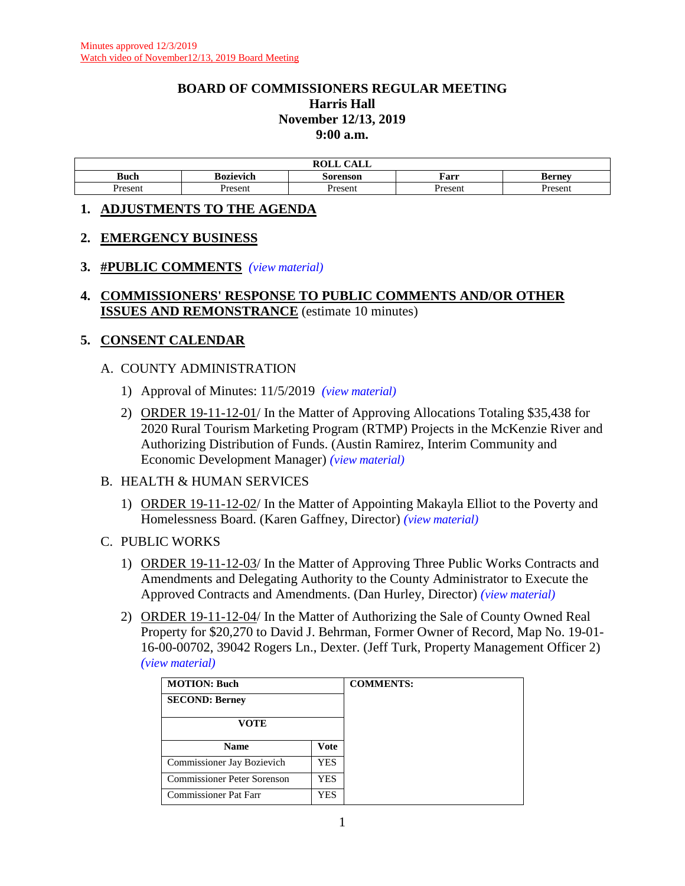Minutes approved 12/3/2019
Watch video of November12/13, 2019 Board Meeting

# BOARD OF COMMISSIONERS REGULAR MEETING
## Harris Hall
## November 12/13, 2019
## 9:00 a.m.

| ROLL CALL | | | | |
|---|---|---|---|---|
| **Buch** | **Bozievich** | **Sorenson** | **Farr** | **Berney** |
| Present | Present | Present | Present | Present |

## 1. ADJUSTMENTS TO THE AGENDA

## 2. EMERGENCY BUSINESS

## 3. #PUBLIC COMMENTS *(view material)*

## 4. COMMISSIONERS' RESPONSE TO PUBLIC COMMENTS AND/OR OTHER ISSUES AND REMONSTRANCE (estimate 10 minutes)

## 5. CONSENT CALENDAR

A. COUNTY ADMINISTRATION

1) Approval of Minutes: 11/5/2019 *(view material)*

2) ORDER 19-11-12-01/ In the Matter of Approving Allocations Totaling $35,438 for 2020 Rural Tourism Marketing Program (RTMP) Projects in the McKenzie River and Authorizing Distribution of Funds. (Austin Ramirez, Interim Community and Economic Development Manager) *(view material)*

B. HEALTH & HUMAN SERVICES

1) ORDER 19-11-12-02/ In the Matter of Appointing Makayla Elliot to the Poverty and Homelessness Board. (Karen Gaffney, Director) *(view material)*

C. PUBLIC WORKS

1) ORDER 19-11-12-03/ In the Matter of Approving Three Public Works Contracts and Amendments and Delegating Authority to the County Administrator to Execute the Approved Contracts and Amendments. (Dan Hurley, Director) *(view material)*

2) ORDER 19-11-12-04/ In the Matter of Authorizing the Sale of County Owned Real Property for $20,270 to David J. Behrman, Former Owner of Record, Map No. 19-01-16-00-00702, 39042 Rogers Ln., Dexter. (Jeff Turk, Property Management Officer 2) *(view material)*

| MOTION: Buch | | COMMENTS: |
|---|---|---|
| **SECOND: Berney** | | |
| **VOTE** | | |
| **Name** | **Vote** | |
| Commissioner Jay Bozievich | YES | |
| Commissioner Peter Sorenson | YES | |
| Commissioner Pat Farr | YES | |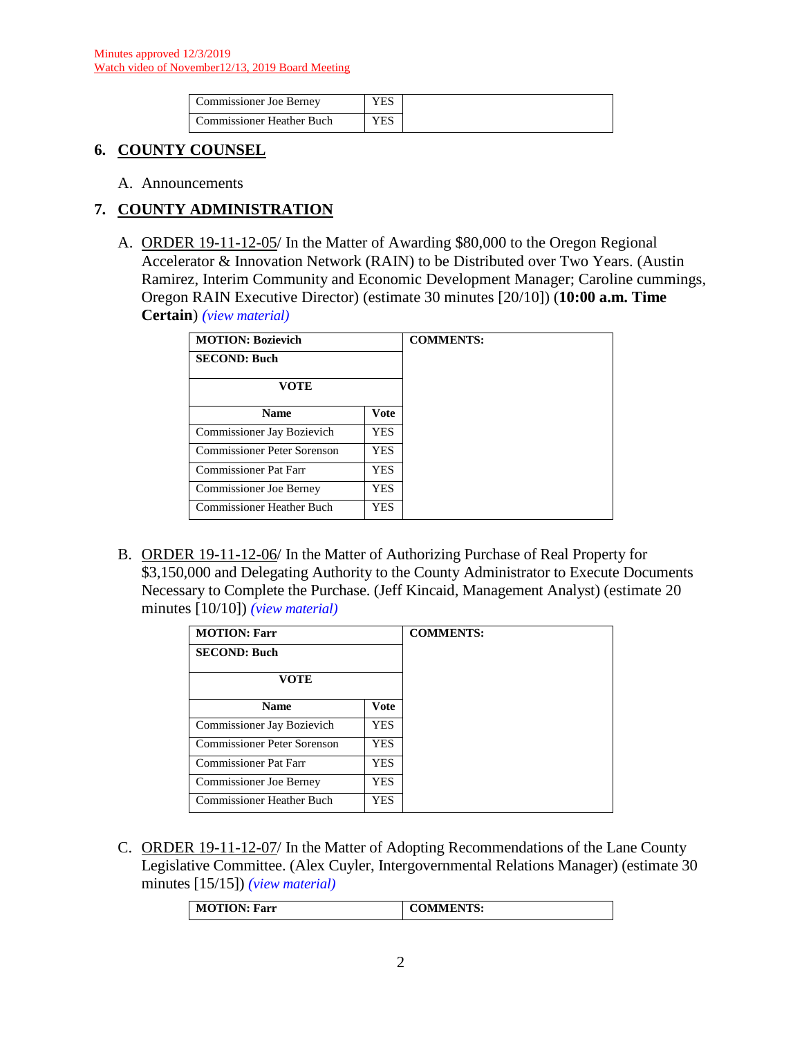Minutes approved 12/3/2019
Watch video of November12/13, 2019 Board Meeting

| | | |
|---|---|---|
| Commissioner Joe Berney | YES | |
| Commissioner Heather Buch | YES | |

## 6. COUNTY COUNSEL

A. Announcements

## 7. COUNTY ADMINISTRATION

A. ORDER 19-11-12-05/ In the Matter of Awarding $80,000 to the Oregon Regional Accelerator & Innovation Network (RAIN) to be Distributed over Two Years. (Austin Ramirez, Interim Community and Economic Development Manager; Caroline cummings, Oregon RAIN Executive Director) (estimate 30 minutes [20/10]) (**10:00 a.m. Time Certain**) *(view material)*

| **MOTION: Bozievich** | | **COMMENTS:** |
|---|---|---|
| **SECOND: Buch** | | |
| **VOTE** | | |
| **Name** | **Vote** | |
| Commissioner Jay Bozievich | YES | |
| Commissioner Peter Sorenson | YES | |
| Commissioner Pat Farr | YES | |
| Commissioner Joe Berney | YES | |
| Commissioner Heather Buch | YES | |

B. ORDER 19-11-12-06/ In the Matter of Authorizing Purchase of Real Property for $3,150,000 and Delegating Authority to the County Administrator to Execute Documents Necessary to Complete the Purchase. (Jeff Kincaid, Management Analyst) (estimate 20 minutes [10/10]) *(view material)*

| **MOTION: Farr** | | **COMMENTS:** |
|---|---|---|
| **SECOND: Buch** | | |
| **VOTE** | | |
| **Name** | **Vote** | |
| Commissioner Jay Bozievich | YES | |
| Commissioner Peter Sorenson | YES | |
| Commissioner Pat Farr | YES | |
| Commissioner Joe Berney | YES | |
| Commissioner Heather Buch | YES | |

C. ORDER 19-11-12-07/ In the Matter of Adopting Recommendations of the Lane County Legislative Committee. (Alex Cuyler, Intergovernmental Relations Manager) (estimate 30 minutes [15/15]) *(view material)*

| **MOTION: Farr** | **COMMENTS:** |
|---|---|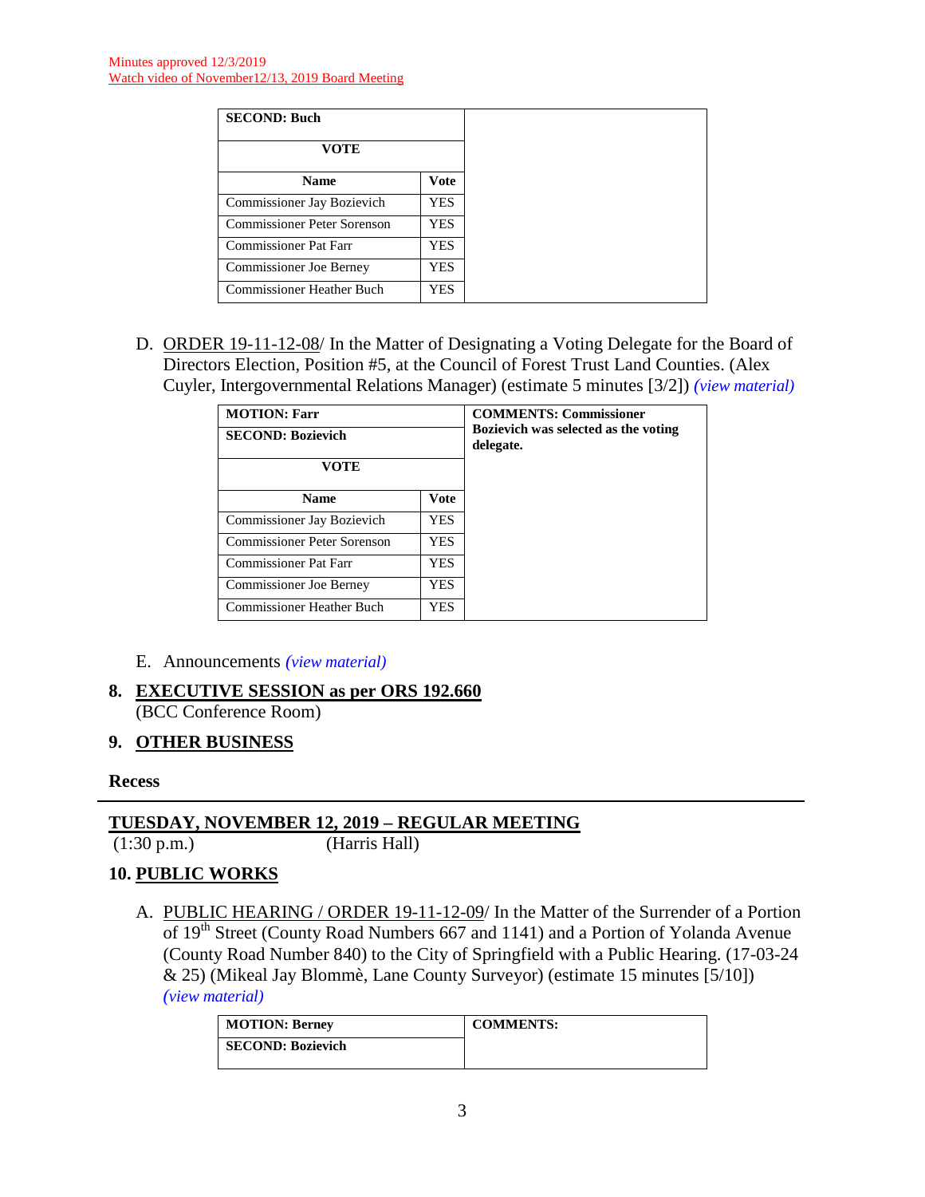Minutes approved 12/3/2019
Watch video of November12/13, 2019 Board Meeting

| SECOND: Buch | | |
|---|---|---|
| VOTE | | |
| Name | Vote | |
| Commissioner Jay Bozievich | YES | |
| Commissioner Peter Sorenson | YES | |
| Commissioner Pat Farr | YES | |
| Commissioner Joe Berney | YES | |
| Commissioner Heather Buch | YES | |

D. ORDER 19-11-12-08/ In the Matter of Designating a Voting Delegate for the Board of Directors Election, Position #5, at the Council of Forest Trust Land Counties. (Alex Cuyler, Intergovernmental Relations Manager) (estimate 5 minutes [3/2]) *(view material)*

| MOTION: Farr | | COMMENTS: Commissioner Bozievich was selected as the voting delegate. |
|---|---|---|
| SECOND: Bozievich | | |
| VOTE | | |
| Name | Vote | |
| Commissioner Jay Bozievich | YES | |
| Commissioner Peter Sorenson | YES | |
| Commissioner Pat Farr | YES | |
| Commissioner Joe Berney | YES | |
| Commissioner Heather Buch | YES | |

E. Announcements *(view material)*

## 8. EXECUTIVE SESSION as per ORS 192.660

(BCC Conference Room)

## 9. OTHER BUSINESS

**Recess**

---

## TUESDAY, NOVEMBER 12, 2019 – REGULAR MEETING

(1:30 p.m.) (Harris Hall)

## 10. PUBLIC WORKS

A. PUBLIC HEARING / ORDER 19-11-12-09/ In the Matter of the Surrender of a Portion of 19th Street (County Road Numbers 667 and 1141) and a Portion of Yolanda Avenue (County Road Number 840) to the City of Springfield with a Public Hearing. (17-03-24 & 25) (Mikeal Jay Blommè, Lane County Surveyor) (estimate 15 minutes [5/10]) *(view material)*

| MOTION: Berney | COMMENTS: |
|---|---|
| SECOND: Bozievich | |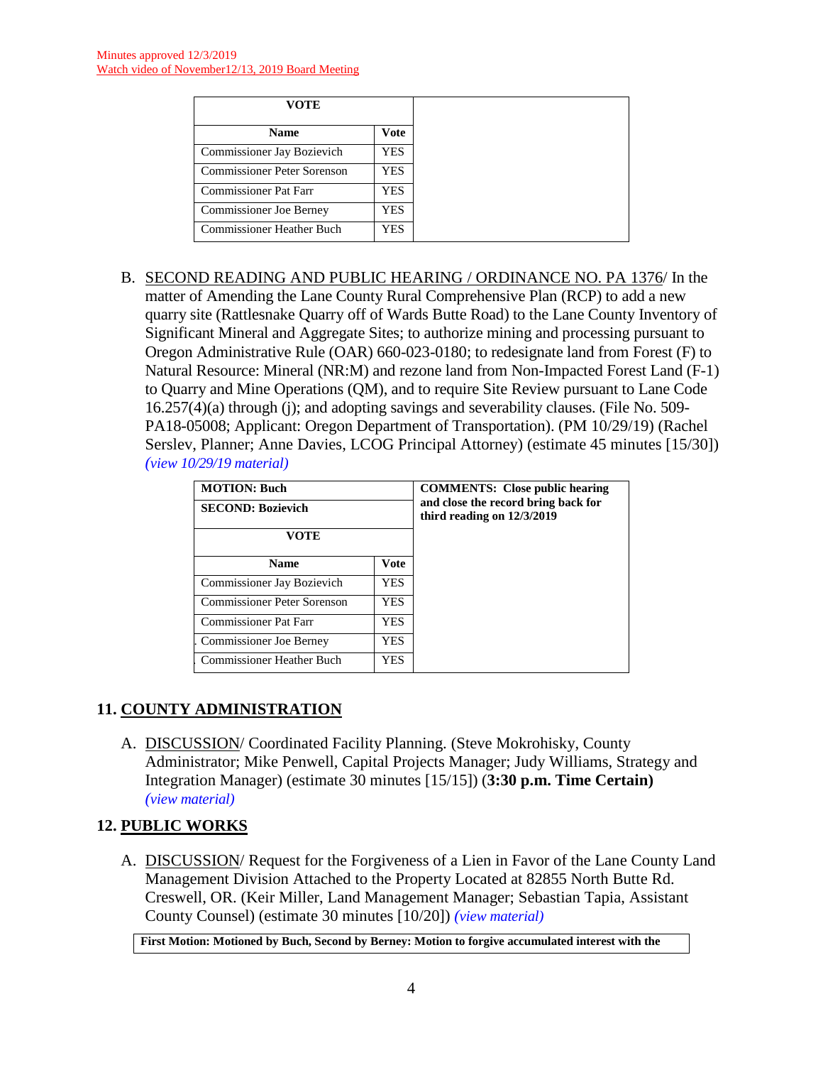Minutes approved 12/3/2019
Watch video of November12/13, 2019 Board Meeting

| VOTE | |
|---|---|
| **Name** | **Vote** |
| Commissioner Jay Bozievich | YES |
| Commissioner Peter Sorenson | YES |
| Commissioner Pat Farr | YES |
| Commissioner Joe Berney | YES |
| Commissioner Heather Buch | YES |

B. SECOND READING AND PUBLIC HEARING / ORDINANCE NO. PA 1376/ In the matter of Amending the Lane County Rural Comprehensive Plan (RCP) to add a new quarry site (Rattlesnake Quarry off of Wards Butte Road) to the Lane County Inventory of Significant Mineral and Aggregate Sites; to authorize mining and processing pursuant to Oregon Administrative Rule (OAR) 660-023-0180; to redesignate land from Forest (F) to Natural Resource: Mineral (NR:M) and rezone land from Non-Impacted Forest Land (F-1) to Quarry and Mine Operations (QM), and to require Site Review pursuant to Lane Code 16.257(4)(a) through (j); and adopting savings and severability clauses. (File No. 509-PA18-05008; Applicant: Oregon Department of Transportation). (PM 10/29/19) (Rachel Serslev, Planner; Anne Davies, LCOG Principal Attorney) (estimate 45 minutes [15/30]) *(view 10/29/19 material)*

| **MOTION: Buch** | | **COMMENTS: Close public hearing and close the record bring back for third reading on 12/3/2019** |
|---|---|---|
| **SECOND: Bozievich** | | |
| **VOTE** | | |
| **Name** | **Vote** | |
| Commissioner Jay Bozievich | YES | |
| Commissioner Peter Sorenson | YES | |
| Commissioner Pat Farr | YES | |
| Commissioner Joe Berney | YES | |
| Commissioner Heather Buch | YES | |

## 11. COUNTY ADMINISTRATION

A. DISCUSSION/ Coordinated Facility Planning. (Steve Mokrohisky, County Administrator; Mike Penwell, Capital Projects Manager; Judy Williams, Strategy and Integration Manager) (estimate 30 minutes [15/15]) (**3:30 p.m. Time Certain)** *(view material)*

## 12. PUBLIC WORKS

A. DISCUSSION/ Request for the Forgiveness of a Lien in Favor of the Lane County Land Management Division Attached to the Property Located at 82855 North Butte Rd. Creswell, OR. (Keir Miller, Land Management Manager; Sebastian Tapia, Assistant County Counsel) (estimate 30 minutes [10/20]) *(view material)*

**First Motion: Motioned by Buch, Second by Berney: Motion to forgive accumulated interest with the**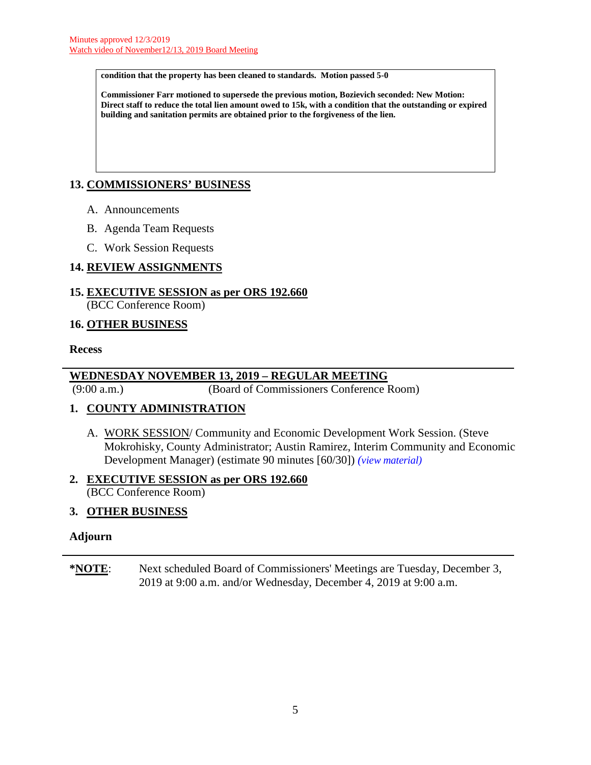Minutes approved 12/3/2019
Watch video of November12/13, 2019 Board Meeting

> **condition that the property has been cleaned to standards. Motion passed 5-0**
>
> **Commissioner Farr motioned to supersede the previous motion, Bozievich seconded: New Motion: Direct staff to reduce the total lien amount owed to 15k, with a condition that the outstanding or expired building and sanitation permits are obtained prior to the forgiveness of the lien.**

## 13. COMMISSIONERS' BUSINESS

A. Announcements

B. Agenda Team Requests

C. Work Session Requests

## 14. REVIEW ASSIGNMENTS

## 15. EXECUTIVE SESSION as per ORS 192.660

(BCC Conference Room)

## 16. OTHER BUSINESS

**Recess**

---

## WEDNESDAY NOVEMBER 13, 2019 – REGULAR MEETING

(9:00 a.m.) (Board of Commissioners Conference Room)

## 1. COUNTY ADMINISTRATION

A. WORK SESSION/ Community and Economic Development Work Session. (Steve Mokrohisky, County Administrator; Austin Ramirez, Interim Community and Economic Development Manager) (estimate 90 minutes [60/30]) *(view material)*

## 2. EXECUTIVE SESSION as per ORS 192.660

(BCC Conference Room)

## 3. OTHER BUSINESS

**Adjourn**

---

***NOTE**: Next scheduled Board of Commissioners' Meetings are Tuesday, December 3, 2019 at 9:00 a.m. and/or Wednesday, December 4, 2019 at 9:00 a.m.